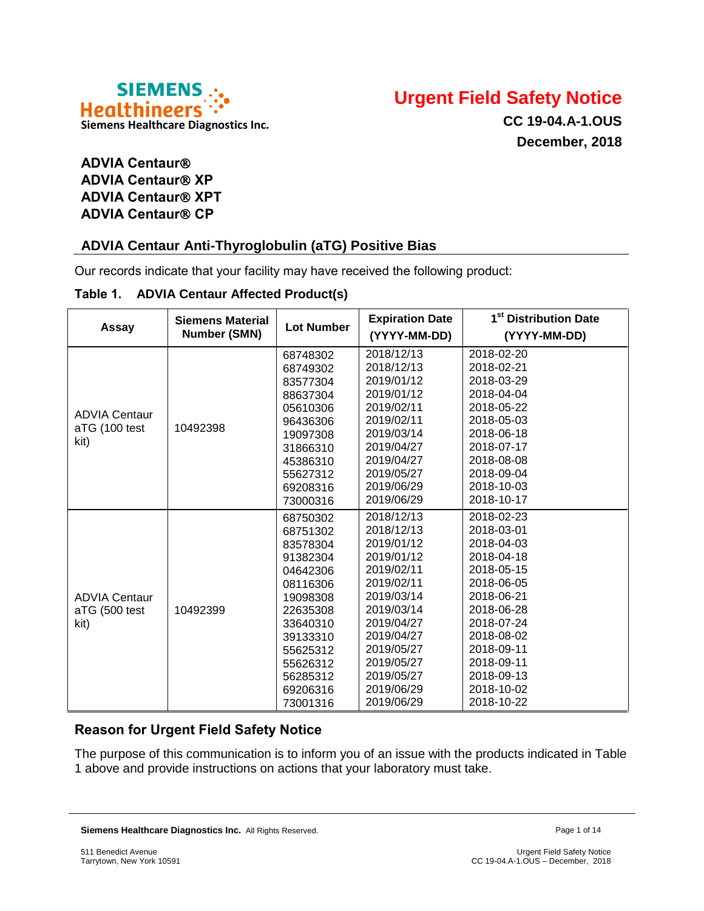Siemens Healthineers
Siemens Healthcare Diagnostics Inc.

# Urgent Field Safety Notice

**CC 19-04.A-1.OUS**

**December, 2018**

**ADVIA Centaur®**
**ADVIA Centaur® XP**
**ADVIA Centaur® XPT**
**ADVIA Centaur® CP**

## ADVIA Centaur Anti-Thyroglobulin (aTG) Positive Bias

Our records indicate that your facility may have received the following product:

**Table 1. ADVIA Centaur Affected Product(s)**

| Assay | Siemens Material Number (SMN) | Lot Number | Expiration Date (YYYY-MM-DD) | 1st Distribution Date (YYYY-MM-DD) |
|---|---|---|---|---|
| ADVIA Centaur aTG (100 test kit) | 10492398 | 68748302 | 2018/12/13 | 2018-02-20 |
| | | 68749302 | 2018/12/13 | 2018-02-21 |
| | | 83577304 | 2019/01/12 | 2018-03-29 |
| | | 88637304 | 2019/01/12 | 2018-04-04 |
| | | 05610306 | 2019/02/11 | 2018-05-22 |
| | | 96436306 | 2019/02/11 | 2018-05-03 |
| | | 19097308 | 2019/03/14 | 2018-06-18 |
| | | 31866310 | 2019/04/27 | 2018-07-17 |
| | | 45386310 | 2019/04/27 | 2018-08-08 |
| | | 55627312 | 2019/05/27 | 2018-09-04 |
| | | 69208316 | 2019/06/29 | 2018-10-03 |
| | | 73000316 | 2019/06/29 | 2018-10-17 |
| ADVIA Centaur aTG (500 test kit) | 10492399 | 68750302 | 2018/12/13 | 2018-02-23 |
| | | 68751302 | 2018/12/13 | 2018-03-01 |
| | | 83578304 | 2019/01/12 | 2018-04-03 |
| | | 91382304 | 2019/01/12 | 2018-04-18 |
| | | 04642306 | 2019/02/11 | 2018-05-15 |
| | | 08116306 | 2019/02/11 | 2018-06-05 |
| | | 19098308 | 2019/03/14 | 2018-06-21 |
| | | 22635308 | 2019/03/14 | 2018-06-28 |
| | | 33640310 | 2019/04/27 | 2018-07-24 |
| | | 39133310 | 2019/04/27 | 2018-08-02 |
| | | 55625312 | 2019/05/27 | 2018-09-11 |
| | | 55626312 | 2019/05/27 | 2018-09-11 |
| | | 56285312 | 2019/05/27 | 2018-09-13 |
| | | 69206316 | 2019/06/29 | 2018-10-02 |
| | | 73001316 | 2019/06/29 | 2018-10-22 |

## Reason for Urgent Field Safety Notice

The purpose of this communication is to inform you of an issue with the products indicated in Table 1 above and provide instructions on actions that your laboratory must take.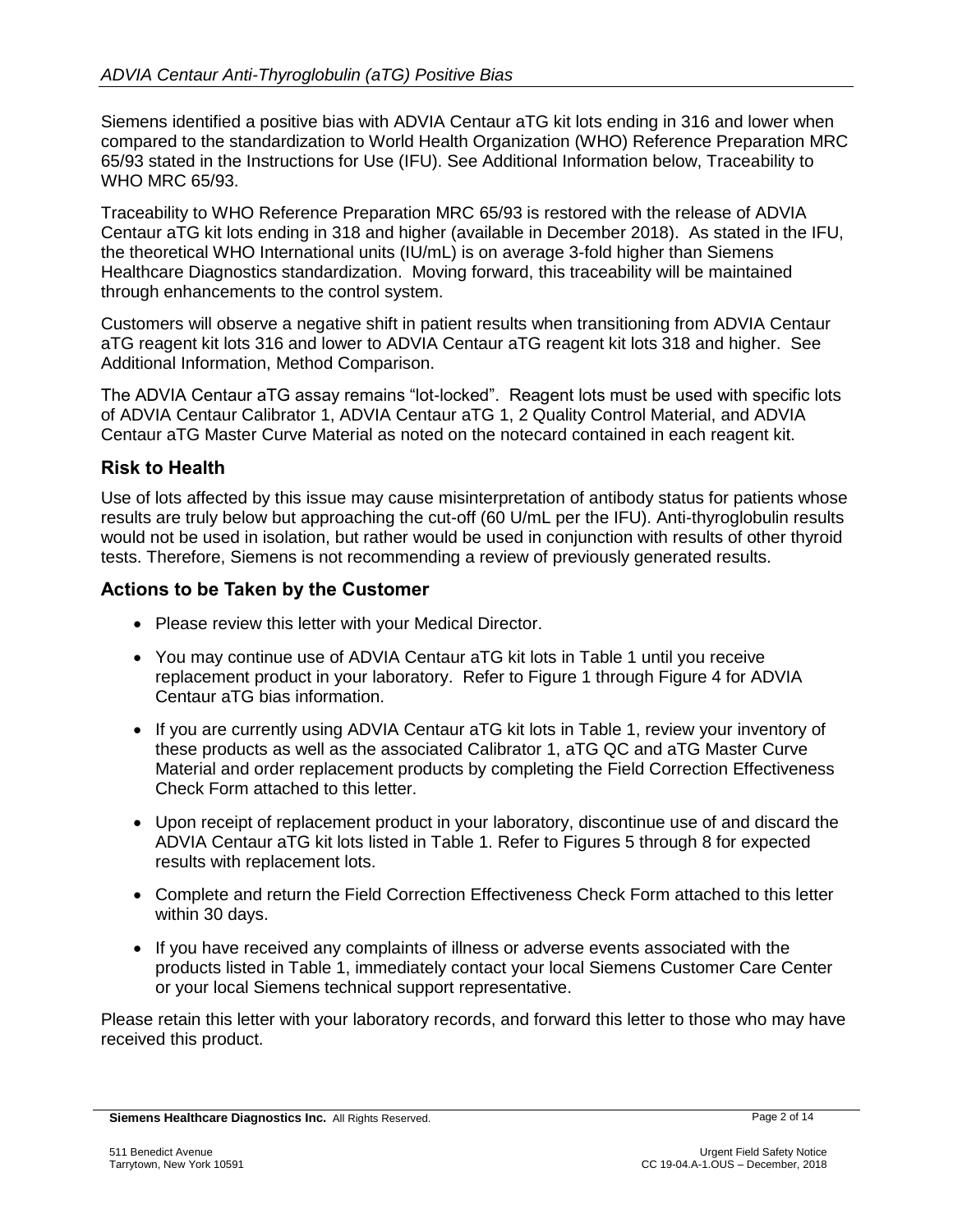Siemens identified a positive bias with ADVIA Centaur aTG kit lots ending in 316 and lower when compared to the standardization to World Health Organization (WHO) Reference Preparation MRC 65/93 stated in the Instructions for Use (IFU). See Additional Information below, Traceability to WHO MRC 65/93.

Traceability to WHO Reference Preparation MRC 65/93 is restored with the release of ADVIA Centaur aTG kit lots ending in 318 and higher (available in December 2018). As stated in the IFU, the theoretical WHO International units (IU/mL) is on average 3-fold higher than Siemens Healthcare Diagnostics standardization. Moving forward, this traceability will be maintained through enhancements to the control system.

Customers will observe a negative shift in patient results when transitioning from ADVIA Centaur aTG reagent kit lots 316 and lower to ADVIA Centaur aTG reagent kit lots 318 and higher. See Additional Information, Method Comparison.

The ADVIA Centaur aTG assay remains "lot-locked". Reagent lots must be used with specific lots of ADVIA Centaur Calibrator 1, ADVIA Centaur aTG 1, 2 Quality Control Material, and ADVIA Centaur aTG Master Curve Material as noted on the notecard contained in each reagent kit.

## Risk to Health

Use of lots affected by this issue may cause misinterpretation of antibody status for patients whose results are truly below but approaching the cut-off (60 U/mL per the IFU). Anti-thyroglobulin results would not be used in isolation, but rather would be used in conjunction with results of other thyroid tests. Therefore, Siemens is not recommending a review of previously generated results.

## Actions to be Taken by the Customer

- Please review this letter with your Medical Director.
- You may continue use of ADVIA Centaur aTG kit lots in Table 1 until you receive replacement product in your laboratory. Refer to Figure 1 through Figure 4 for ADVIA Centaur aTG bias information.
- If you are currently using ADVIA Centaur aTG kit lots in Table 1, review your inventory of these products as well as the associated Calibrator 1, aTG QC and aTG Master Curve Material and order replacement products by completing the Field Correction Effectiveness Check Form attached to this letter.
- Upon receipt of replacement product in your laboratory, discontinue use of and discard the ADVIA Centaur aTG kit lots listed in Table 1. Refer to Figures 5 through 8 for expected results with replacement lots.
- Complete and return the Field Correction Effectiveness Check Form attached to this letter within 30 days.
- If you have received any complaints of illness or adverse events associated with the products listed in Table 1, immediately contact your local Siemens Customer Care Center or your local Siemens technical support representative.

Please retain this letter with your laboratory records, and forward this letter to those who may have received this product.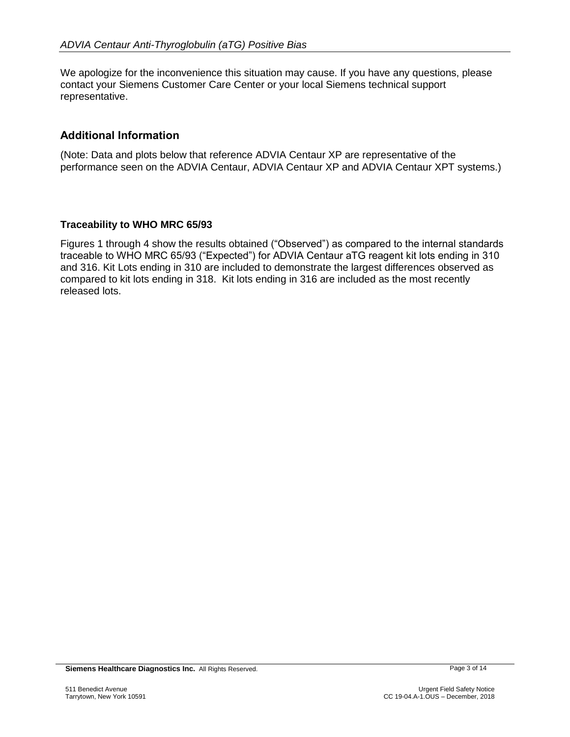We apologize for the inconvenience this situation may cause. If you have any questions, please contact your Siemens Customer Care Center or your local Siemens technical support representative.

## Additional Information

(Note: Data and plots below that reference ADVIA Centaur XP are representative of the performance seen on the ADVIA Centaur, ADVIA Centaur XP and ADVIA Centaur XPT systems.)

### Traceability to WHO MRC 65/93

Figures 1 through 4 show the results obtained ("Observed") as compared to the internal standards traceable to WHO MRC 65/93 ("Expected") for ADVIA Centaur aTG reagent kit lots ending in 310 and 316. Kit Lots ending in 310 are included to demonstrate the largest differences observed as compared to kit lots ending in 318. Kit lots ending in 316 are included as the most recently released lots.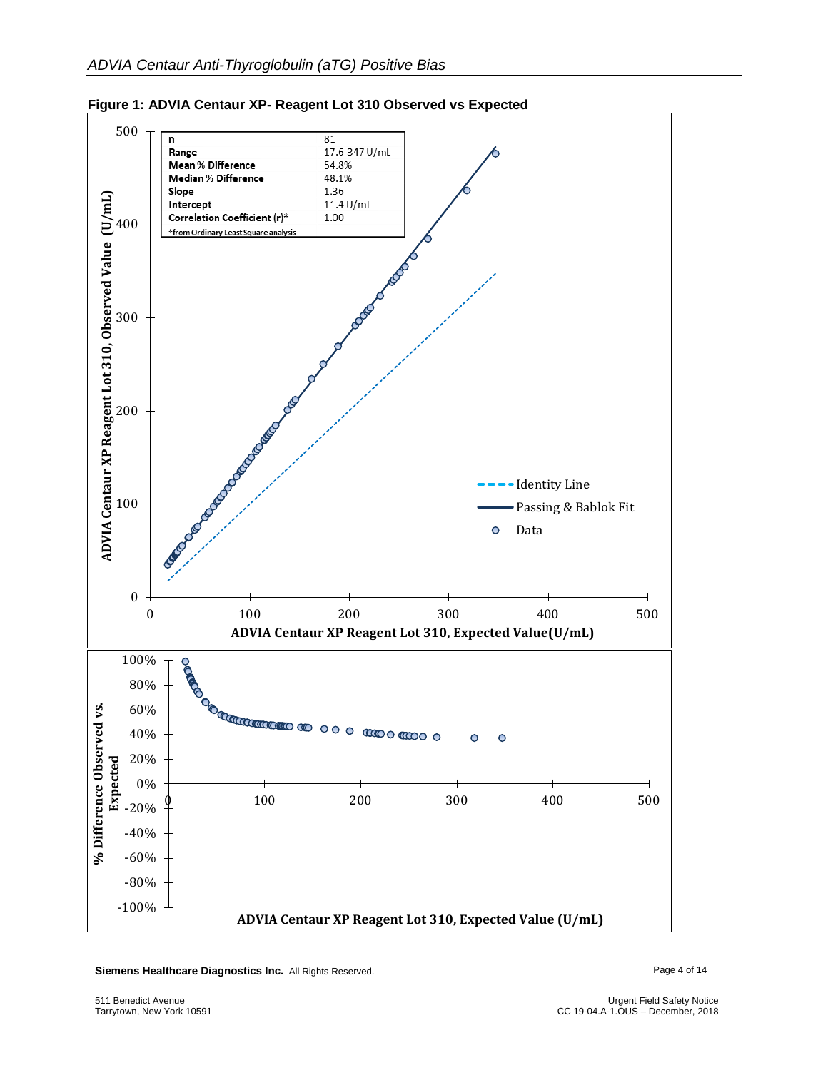**Figure 1: ADVIA Centaur XP- Reagent Lot 310 Observed vs Expected**

| | |
|---|---|
| n | 81 |
| Range | 17.6-347 U/mL |
| Mean % Difference | 54.8% |
| Median % Difference | 48.1% |
| Slope | 1.36 |
| Intercept | 11.4 U/mL |
| Correlation Coefficient (r)* | 1.00 |

*from Ordinary Least Square analysis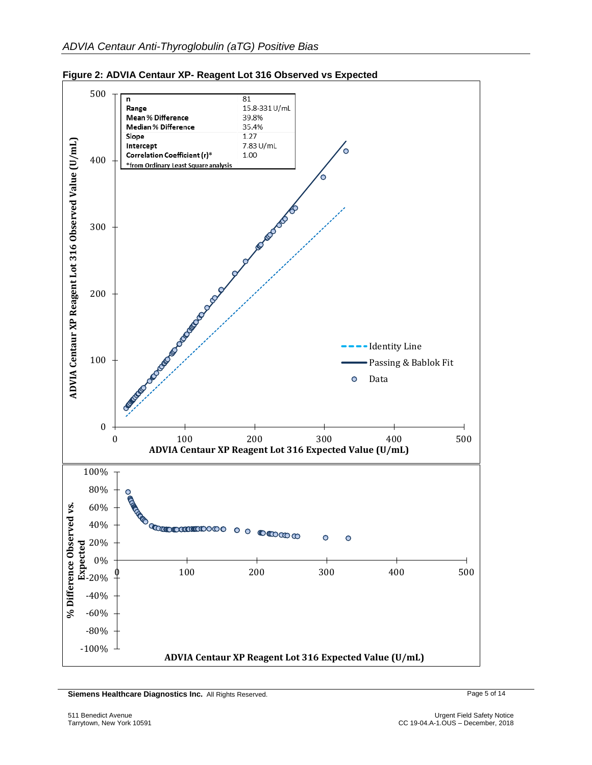**Figure 2: ADVIA Centaur XP- Reagent Lot 316 Observed vs Expected**

| | |
|---|---|
| n | 81 |
| Range | 15.8-331 U/mL |
| Mean % Difference | 39.8% |
| Median % Difference | 35.4% |
| Slope | 1.27 |
| Intercept | 7.83 U/mL |
| Correlation Coefficient (r)* | 1.00 |

*from Ordinary Least Square analysis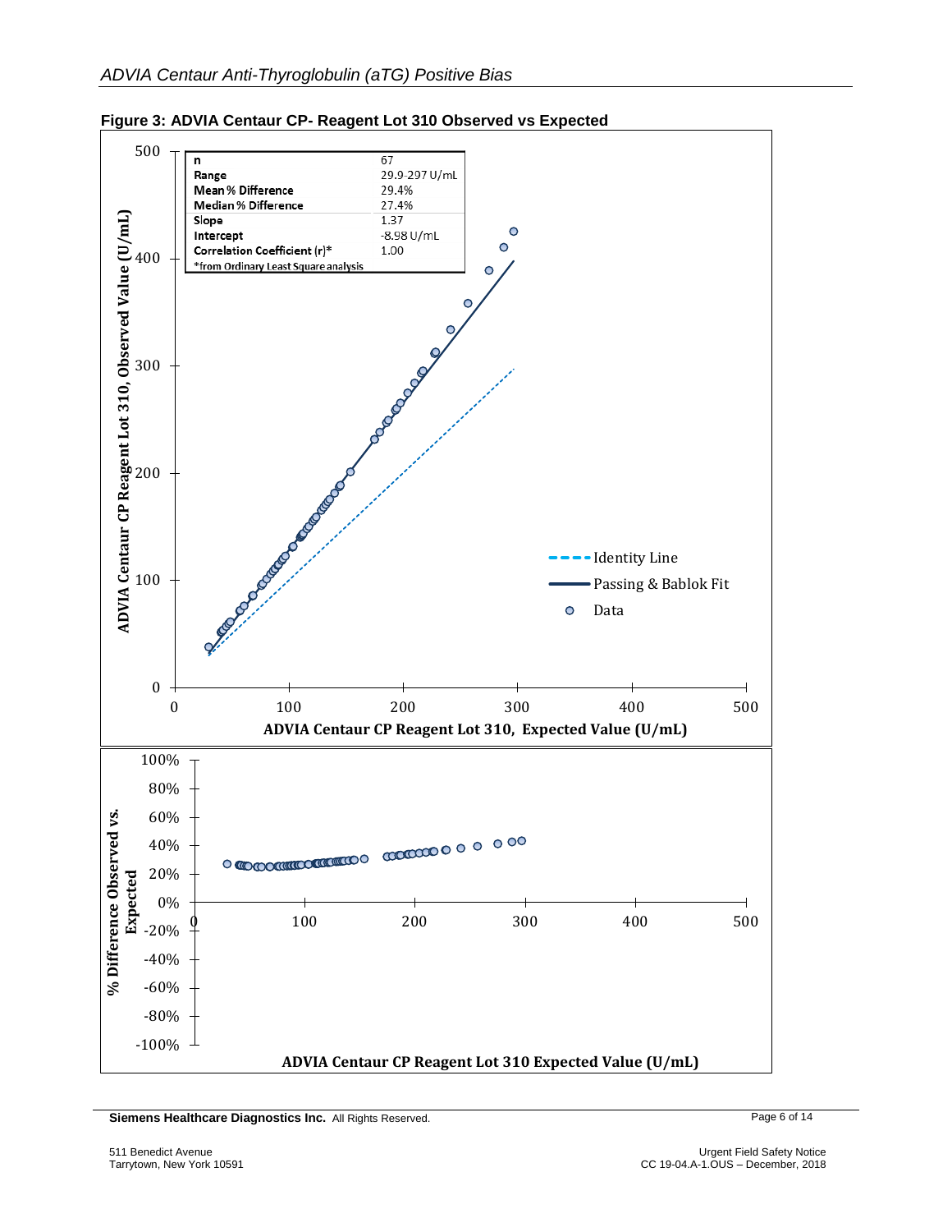**Figure 3: ADVIA Centaur CP- Reagent Lot 310 Observed vs Expected**

| | |
|---|---|
| n | 67 |
| Range | 29.9-297 U/mL |
| Mean % Difference | 29.4% |
| Median % Difference | 27.4% |
| Slope | 1.37 |
| Intercept | -8.98 U/mL |
| Correlation Coefficient (r)* | 1.00 |

*from Ordinary Least Square analysis

ADVIA Centaur CP Reagent Lot 310, Observed Value (U/mL)

ADVIA Centaur CP Reagent Lot 310, Expected Value (U/mL)

Identity Line

Passing & Bablok Fit

Data

% Difference Observed vs. Expected

ADVIA Centaur CP Reagent Lot 310 Expected Value (U/mL)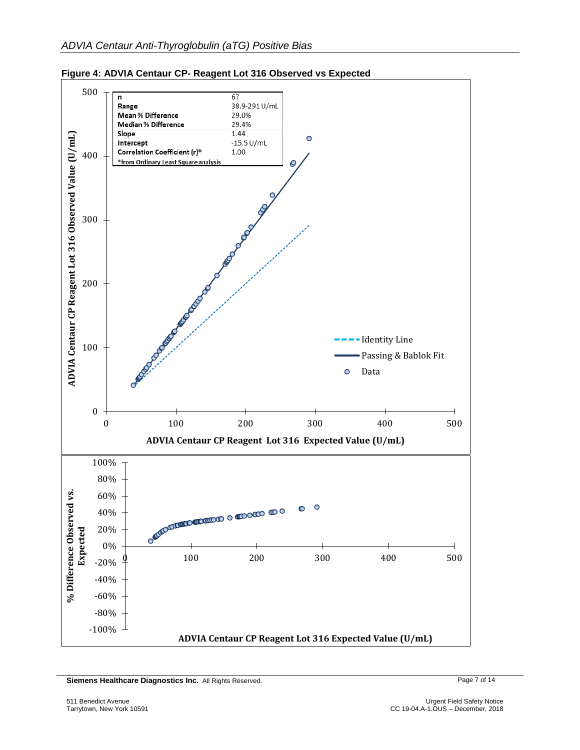**Figure 4: ADVIA Centaur CP- Reagent Lot 316 Observed vs Expected**

| | |
|---|---|
| n | 67 |
| Range | 38.9-291 U/mL |
| Mean % Difference | 29.0% |
| Median % Difference | 29.4% |
| Slope | 1.44 |
| Intercept | -15.5 U/mL |
| Correlation Coefficient (r)* | 1.00 |

*from Ordinary Least Square analysis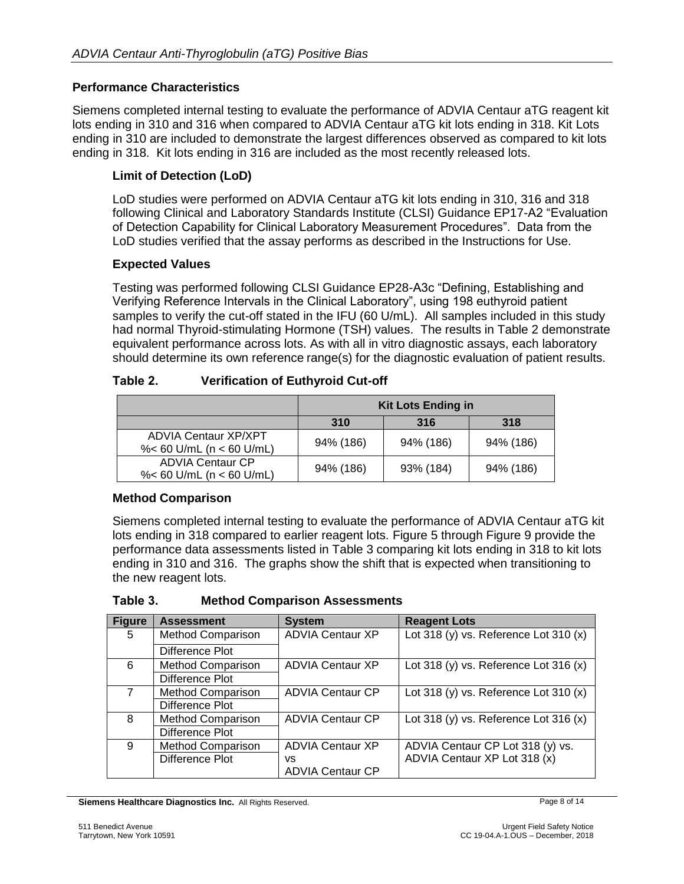## Performance Characteristics

Siemens completed internal testing to evaluate the performance of ADVIA Centaur aTG reagent kit lots ending in 310 and 316 when compared to ADVIA Centaur aTG kit lots ending in 318. Kit Lots ending in 310 are included to demonstrate the largest differences observed as compared to kit lots ending in 318. Kit lots ending in 316 are included as the most recently released lots.

### Limit of Detection (LoD)

LoD studies were performed on ADVIA Centaur aTG kit lots ending in 310, 316 and 318 following Clinical and Laboratory Standards Institute (CLSI) Guidance EP17-A2 "Evaluation of Detection Capability for Clinical Laboratory Measurement Procedures". Data from the LoD studies verified that the assay performs as described in the Instructions for Use.

### Expected Values

Testing was performed following CLSI Guidance EP28-A3c "Defining, Establishing and Verifying Reference Intervals in the Clinical Laboratory", using 198 euthyroid patient samples to verify the cut-off stated in the IFU (60 U/mL). All samples included in this study had normal Thyroid-stimulating Hormone (TSH) values. The results in Table 2 demonstrate equivalent performance across lots. As with all in vitro diagnostic assays, each laboratory should determine its own reference range(s) for the diagnostic evaluation of patient results.

**Table 2. Verification of Euthyroid Cut-off**

| | Kit Lots Ending in | | |
|---|---|---|---|
| | 310 | 316 | 318 |
| ADVIA Centaur XP/XPT %< 60 U/mL (n < 60 U/mL) | 94% (186) | 94% (186) | 94% (186) |
| ADVIA Centaur CP %< 60 U/mL (n < 60 U/mL) | 94% (186) | 93% (184) | 94% (186) |

### Method Comparison

Siemens completed internal testing to evaluate the performance of ADVIA Centaur aTG kit lots ending in 318 compared to earlier reagent lots. Figure 5 through Figure 9 provide the performance data assessments listed in Table 3 comparing kit lots ending in 318 to kit lots ending in 310 and 316. The graphs show the shift that is expected when transitioning to the new reagent lots.

**Table 3. Method Comparison Assessments**

| Figure | Assessment | System | Reagent Lots |
|---|---|---|---|
| 5 | Method Comparison<br>Difference Plot | ADVIA Centaur XP | Lot 318 (y) vs. Reference Lot 310 (x) |
| 6 | Method Comparison<br>Difference Plot | ADVIA Centaur XP | Lot 318 (y) vs. Reference Lot 316 (x) |
| 7 | Method Comparison<br>Difference Plot | ADVIA Centaur CP | Lot 318 (y) vs. Reference Lot 310 (x) |
| 8 | Method Comparison<br>Difference Plot | ADVIA Centaur CP | Lot 318 (y) vs. Reference Lot 316 (x) |
| 9 | Method Comparison<br>Difference Plot | ADVIA Centaur XP vs ADVIA Centaur CP | ADVIA Centaur CP Lot 318 (y) vs. ADVIA Centaur XP Lot 318 (x) |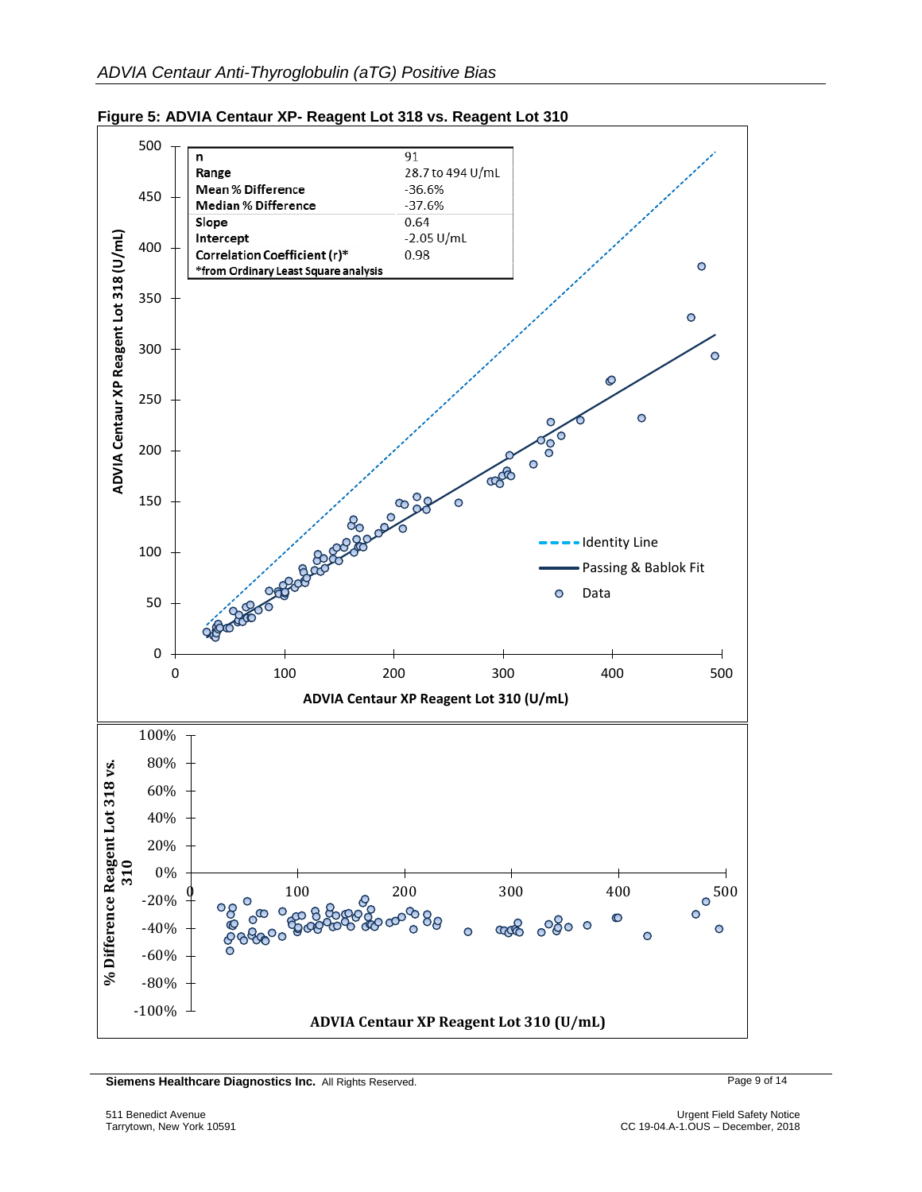**Figure 5: ADVIA Centaur XP- Reagent Lot 318 vs. Reagent Lot 310**

| | |
|---|---|
| **n** | 91 |
| **Range** | 28.7 to 494 U/mL |
| **Mean % Difference** | -36.6% |
| **Median % Difference** | -37.6% |
| **Slope** | 0.64 |
| **Intercept** | -2.05 U/mL |
| **Correlation Coefficient (r)*** | 0.98 |
| ***from Ordinary Least Square analysis** | |

ADVIA Centaur XP Reagent Lot 318 (U/mL)

ADVIA Centaur XP Reagent Lot 310 (U/mL)

Identity Line
Passing & Bablok Fit
Data

% Difference Reagent Lot 318 vs. 310

ADVIA Centaur XP Reagent Lot 310 (U/mL)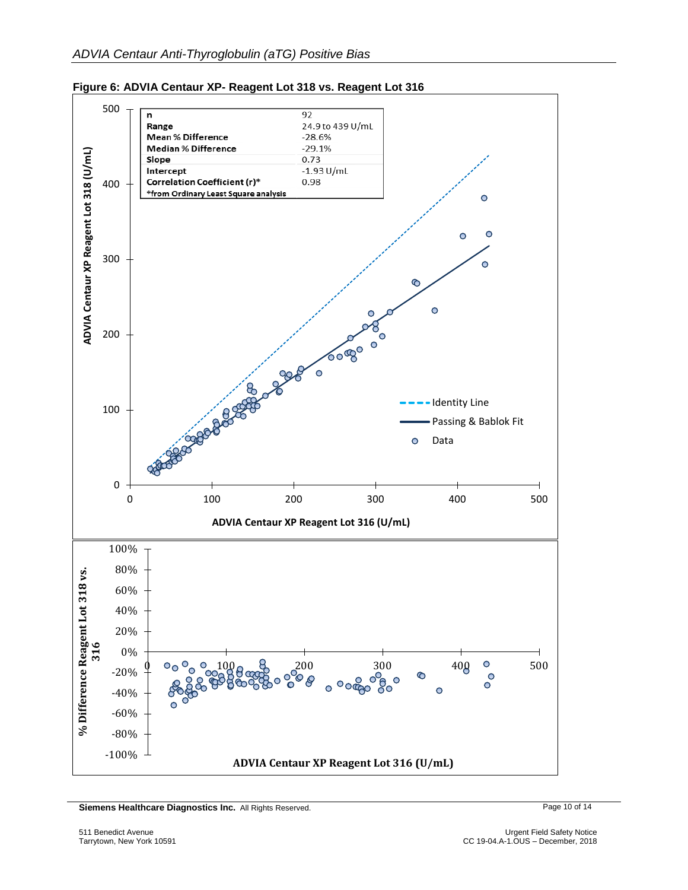**Figure 6: ADVIA Centaur XP- Reagent Lot 318 vs. Reagent Lot 316**

| | |
|---|---|
| n | 92 |
| Range | 24.9 to 439 U/mL |
| Mean % Difference | -28.6% |
| Median % Difference | -29.1% |
| Slope | 0.73 |
| Intercept | -1.93 U/mL |
| Correlation Coefficient (r)* | 0.98 |

*from Ordinary Least Square analysis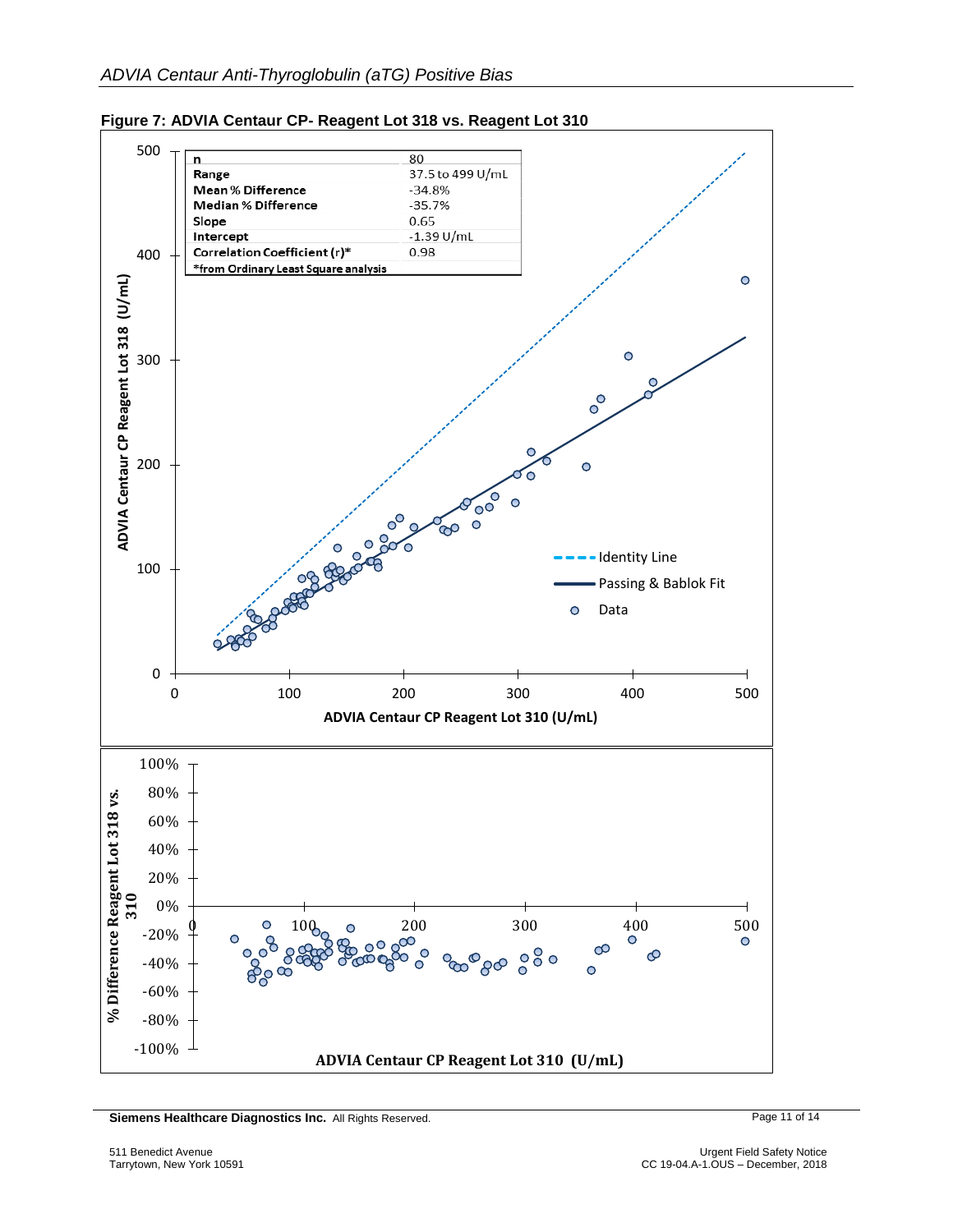**Figure 7: ADVIA Centaur CP- Reagent Lot 318 vs. Reagent Lot 310**

| n | 80 |
|---|---|
| Range | 37.5 to 499 U/mL |
| Mean % Difference | -34.8% |
| Median % Difference | -35.7% |
| Slope | 0.65 |
| Intercept | -1.39 U/mL |
| Correlation Coefficient (r)* | 0.98 |

*from Ordinary Least Square analysis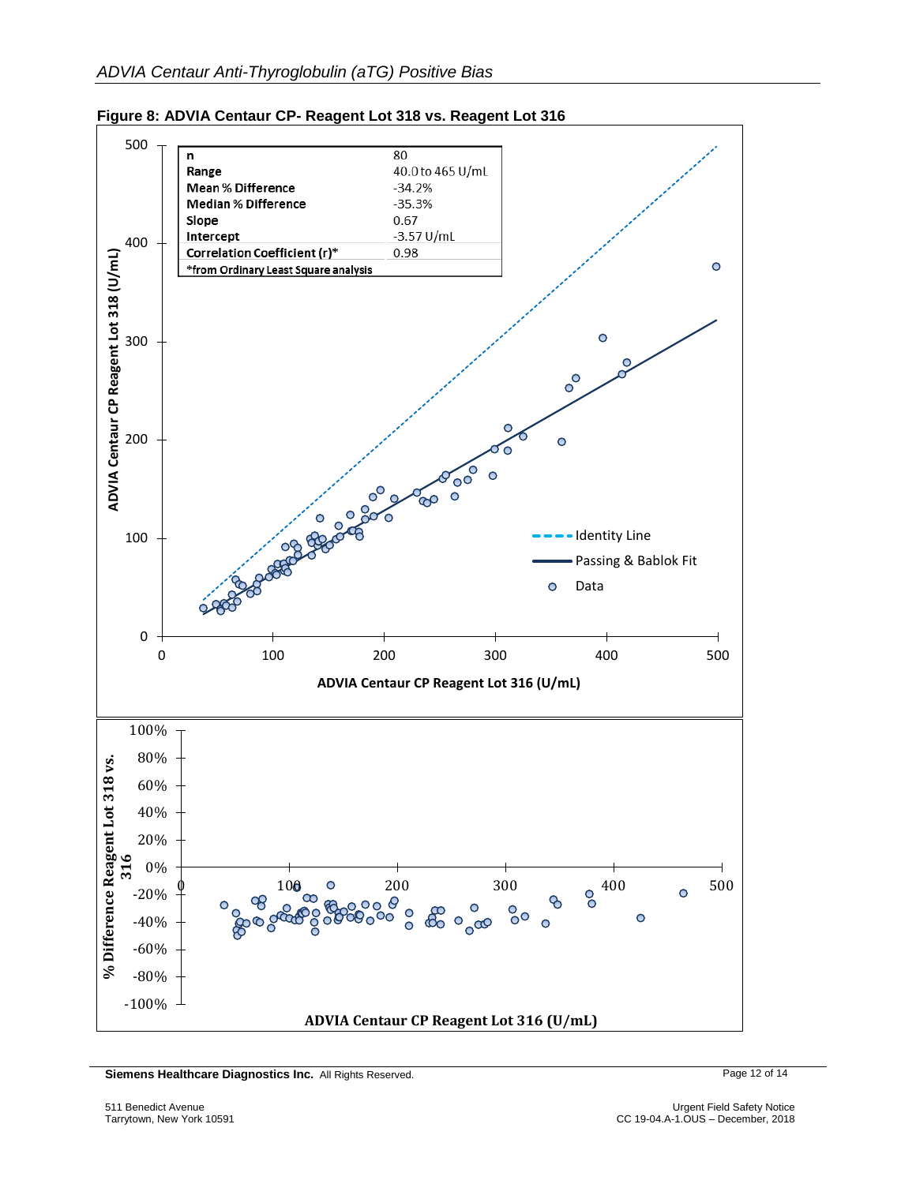**Figure 8: ADVIA Centaur CP- Reagent Lot 318 vs. Reagent Lot 316**

| | |
|---|---|
| n | 80 |
| Range | 40.0 to 465 U/mL |
| Mean % Difference | -34.2% |
| Median % Difference | -35.3% |
| Slope | 0.67 |
| Intercept | -3.57 U/mL |
| Correlation Coefficient (r)* | 0.98 |

*from Ordinary Least Square analysis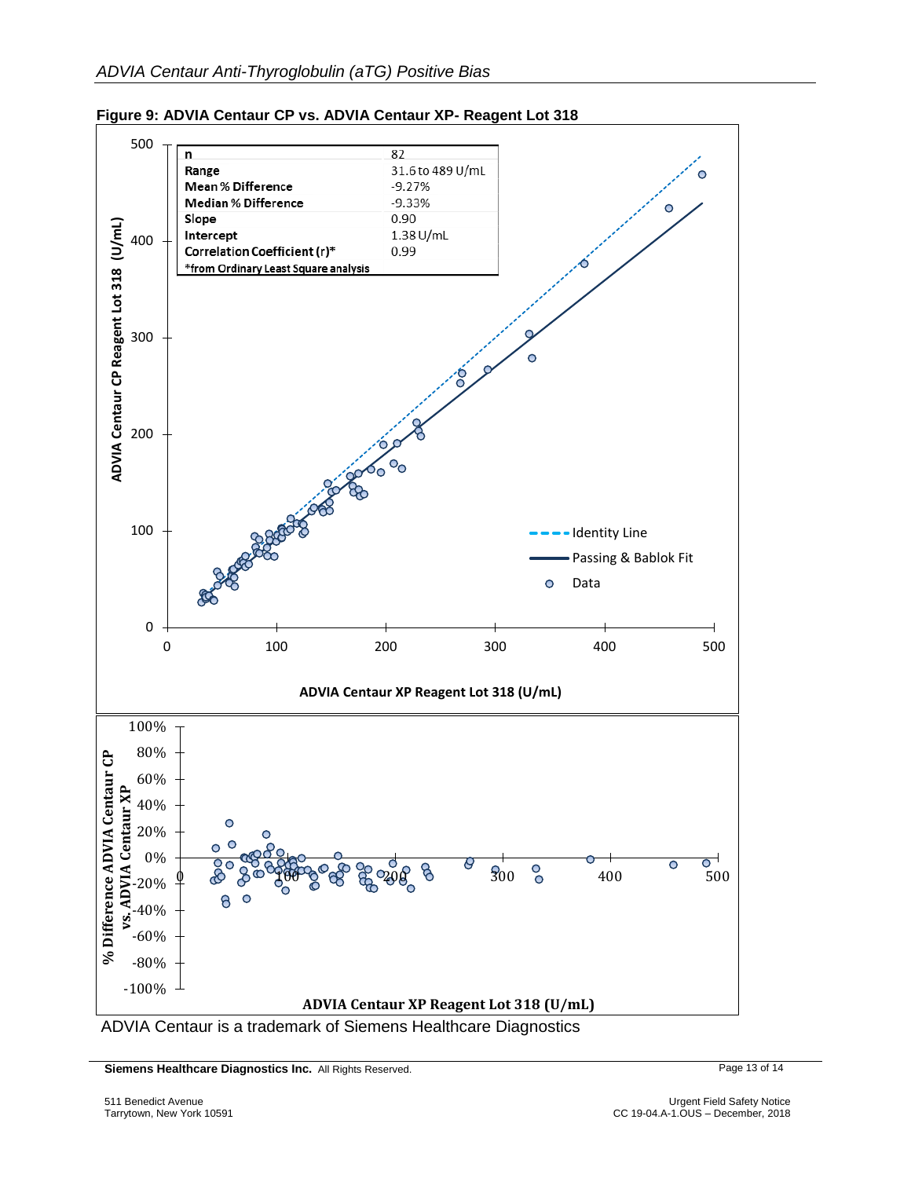**Figure 9: ADVIA Centaur CP vs. ADVIA Centaur XP- Reagent Lot 318**

| | |
|---|---|
| n | 82 |
| Range | 31.6 to 489 U/mL |
| Mean % Difference | -9.27% |
| Median % Difference | -9.33% |
| Slope | 0.90 |
| Intercept | 1.38 U/mL |
| Correlation Coefficient (r)* | 0.99 |

*from Ordinary Least Square analysis

ADVIA Centaur is a trademark of Siemens Healthcare Diagnostics

**Siemens Healthcare Diagnostics Inc.** All Rights Reserved.

511 Benedict Avenue
Tarrytown, New York 10591

Urgent Field Safety Notice
CC 19-04.A-1.OUS – December, 2018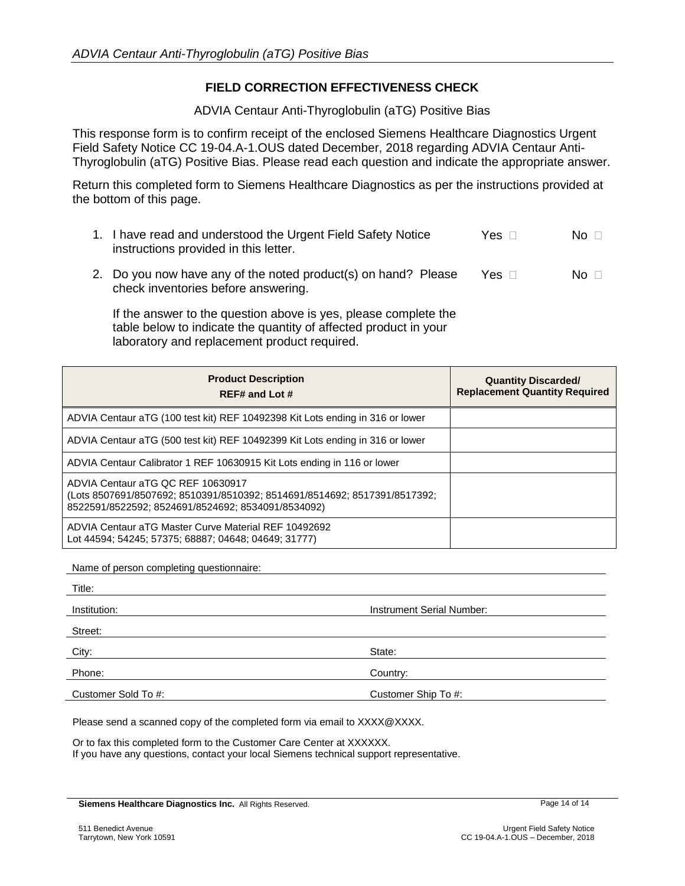## FIELD CORRECTION EFFECTIVENESS CHECK

ADVIA Centaur Anti-Thyroglobulin (aTG) Positive Bias

This response form is to confirm receipt of the enclosed Siemens Healthcare Diagnostics Urgent Field Safety Notice CC 19-04.A-1.OUS dated December, 2018 regarding ADVIA Centaur Anti-Thyroglobulin (aTG) Positive Bias. Please read each question and indicate the appropriate answer.

Return this completed form to Siemens Healthcare Diagnostics as per the instructions provided at the bottom of this page.

1. I have read and understood the Urgent Field Safety Notice instructions provided in this letter. Yes ☐ No ☐
2. Do you now have any of the noted product(s) on hand? Please check inventories before answering. Yes ☐ No ☐

   If the answer to the question above is yes, please complete the table below to indicate the quantity of affected product in your laboratory and replacement product required.

| Product Description<br>REF# and Lot # | Quantity Discarded/<br>Replacement Quantity Required |
|---|---|
| ADVIA Centaur aTG (100 test kit) REF 10492398 Kit Lots ending in 316 or lower | |
| ADVIA Centaur aTG (500 test kit) REF 10492399 Kit Lots ending in 316 or lower | |
| ADVIA Centaur Calibrator 1 REF 10630915 Kit Lots ending in 116 or lower | |
| ADVIA Centaur aTG QC REF 10630917<br>(Lots 8507691/8507692; 8510391/8510392; 8514691/8514692; 8517391/8517392; 8522591/8522592; 8524691/8524692; 8534091/8534092) | |
| ADVIA Centaur aTG Master Curve Material REF 10492692<br>Lot 44594; 54245; 57375; 68887; 04648; 04649; 31777) | |

Name of person completing questionnaire: \_\_\_\_\_\_\_\_\_\_

Title: \_\_\_\_\_\_\_\_\_\_

Institution: \_\_\_\_\_\_\_\_\_\_ Instrument Serial Number: \_\_\_\_\_\_\_\_\_\_

Street: \_\_\_\_\_\_\_\_\_\_

City: \_\_\_\_\_\_\_\_\_\_ State: \_\_\_\_\_\_\_\_\_\_

Phone: \_\_\_\_\_\_\_\_\_\_ Country: \_\_\_\_\_\_\_\_\_\_

Customer Sold To #: \_\_\_\_\_\_\_\_\_\_ Customer Ship To #: \_\_\_\_\_\_\_\_\_\_

Please send a scanned copy of the completed form via email to XXXX@XXXX.

Or to fax this completed form to the Customer Care Center at XXXXXX.
If you have any questions, contact your local Siemens technical support representative.